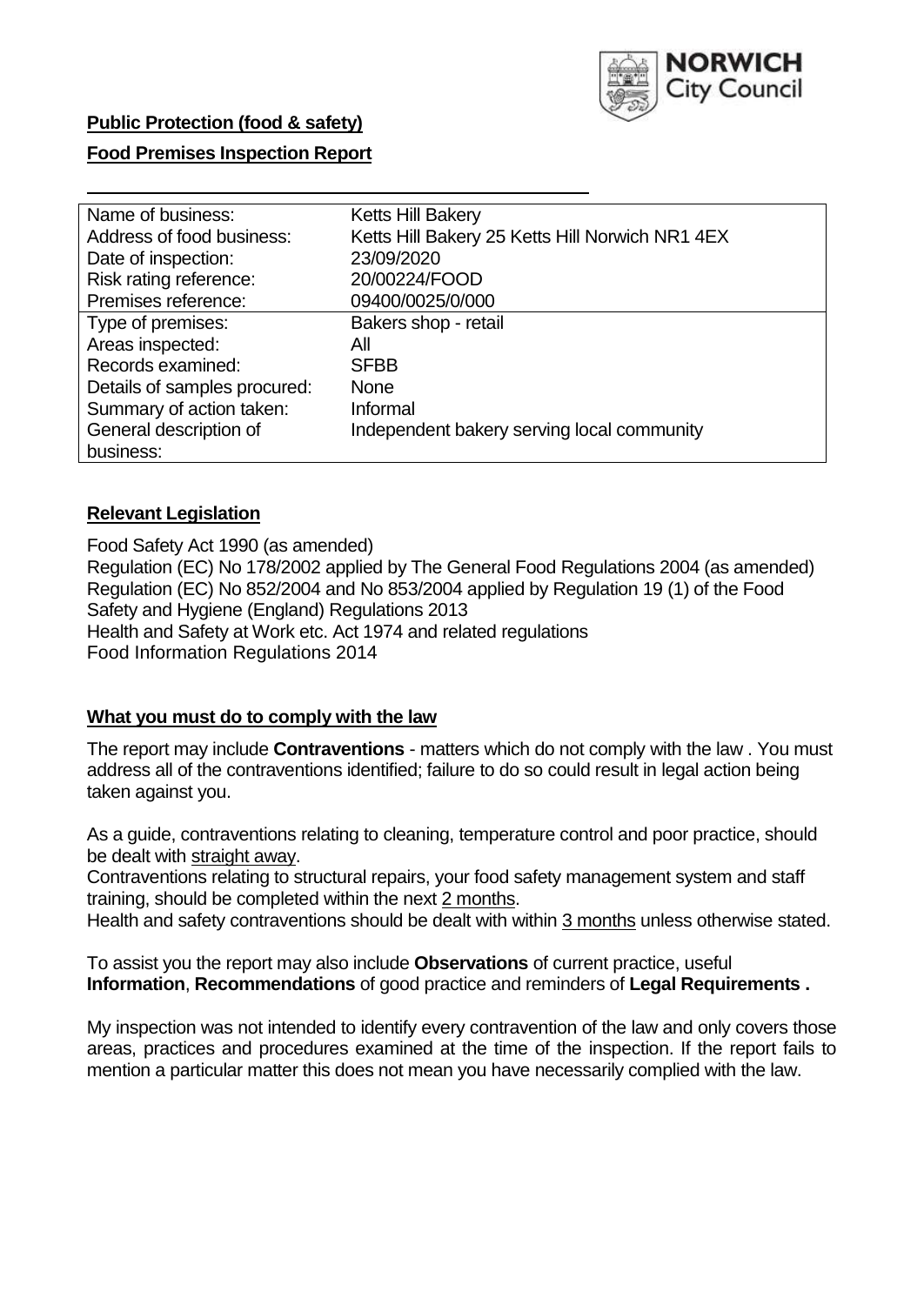**Public Protection (food & safety)**

**Food Premises Inspection Report**

| | |
|---|---|
| Name of business: | Ketts Hill Bakery |
| Address of food business: | Ketts Hill Bakery 25 Ketts Hill Norwich NR1 4EX |
| Date of inspection: | 23/09/2020 |
| Risk rating reference: | 20/00224/FOOD |
| Premises reference: | 09400/0025/0/000 |
| Type of premises: | Bakers shop - retail |
| Areas inspected: | All |
| Records examined: | SFBB |
| Details of samples procured: | None |
| Summary of action taken: | Informal |
| General description of business: | Independent bakery serving local community |

## **Relevant Legislation**

Food Safety Act 1990 (as amended)
Regulation (EC) No 178/2002 applied by The General Food Regulations 2004 (as amended)
Regulation (EC) No 852/2004 and No 853/2004 applied by Regulation 19 (1) of the Food Safety and Hygiene (England) Regulations 2013
Health and Safety at Work etc. Act 1974 and related regulations
Food Information Regulations 2014

## **What you must do to comply with the law**

The report may include **Contraventions** - matters which do not comply with the law . You must address all of the contraventions identified; failure to do so could result in legal action being taken against you.

As a guide, contraventions relating to cleaning, temperature control and poor practice, should be dealt with straight away.

Contraventions relating to structural repairs, your food safety management system and staff training, should be completed within the next 2 months.

Health and safety contraventions should be dealt with within 3 months unless otherwise stated.

To assist you the report may also include **Observations** of current practice, useful **Information**, **Recommendations** of good practice and reminders of **Legal Requirements .**

My inspection was not intended to identify every contravention of the law and only covers those areas, practices and procedures examined at the time of the inspection. If the report fails to mention a particular matter this does not mean you have necessarily complied with the law.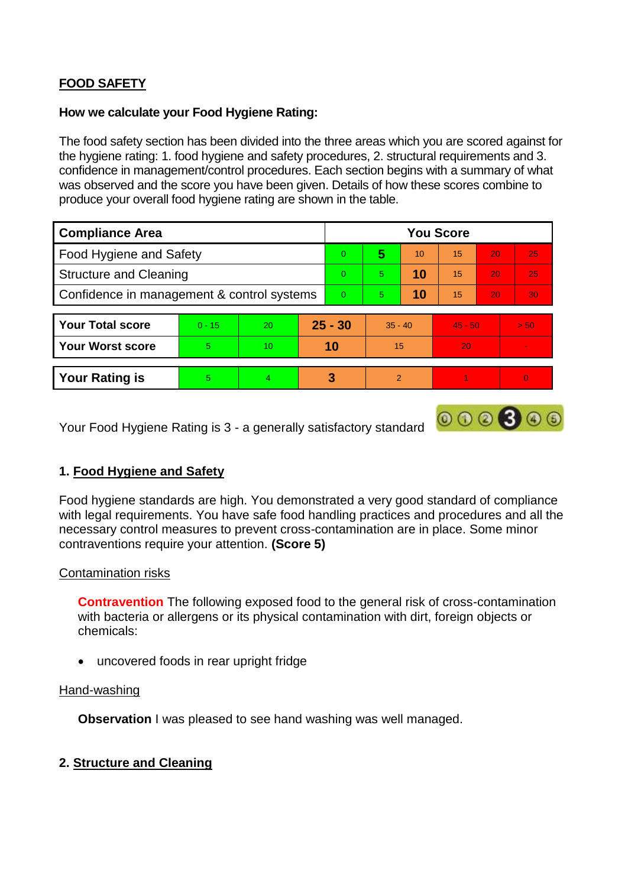## FOOD SAFETY

**How we calculate your Food Hygiene Rating:**

The food safety section has been divided into the three areas which you are scored against for the hygiene rating: 1. food hygiene and safety procedures, 2. structural requirements and 3. confidence in management/control procedures. Each section begins with a summary of what was observed and the score you have been given. Details of how these scores combine to produce your overall food hygiene rating are shown in the table.

| Compliance Area | You Score | | | | | |
|---|---|---|---|---|---|---|
| Food Hygiene and Safety | 0 | **5** | 10 | 15 | 20 | 25 |
| Structure and Cleaning | 0 | 5 | **10** | 15 | 20 | 25 |
| Confidence in management & control systems | 0 | 5 | **10** | 15 | 20 | 30 |

| | | | | | | |
|---|---|---|---|---|---|---|
| **Your Total score** | 0 - 15 | 20 | **25 - 30** | 35 - 40 | 45 - 50 | > 50 |
| **Your Worst score** | 5 | 10 | **10** | 15 | 20 | - |

| | | | | | | |
|---|---|---|---|---|---|---|
| **Your Rating is** | 5 | 4 | **3** | 2 | 1 | 0 |

Your Food Hygiene Rating is 3 - a generally satisfactory standard

### 1. Food Hygiene and Safety

Food hygiene standards are high. You demonstrated a very good standard of compliance with legal requirements. You have safe food handling practices and procedures and all the necessary control measures to prevent cross-contamination are in place. Some minor contraventions require your attention. **(Score 5)**

Contamination risks

**Contravention** The following exposed food to the general risk of cross-contamination with bacteria or allergens or its physical contamination with dirt, foreign objects or chemicals:

- uncovered foods in rear upright fridge

Hand-washing

**Observation** I was pleased to see hand washing was well managed.

### 2. Structure and Cleaning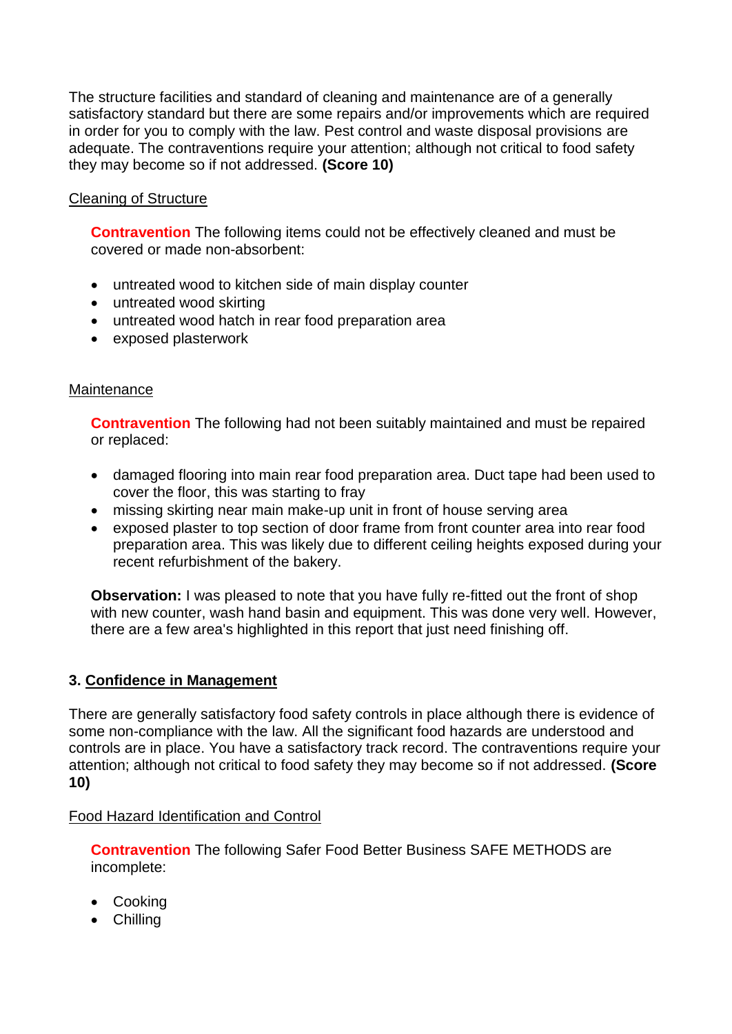The structure facilities and standard of cleaning and maintenance are of a generally satisfactory standard but there are some repairs and/or improvements which are required in order for you to comply with the law. Pest control and waste disposal provisions are adequate. The contraventions require your attention; although not critical to food safety they may become so if not addressed. **(Score 10)**

Cleaning of Structure

**Contravention** The following items could not be effectively cleaned and must be covered or made non-absorbent:

- untreated wood to kitchen side of main display counter
- untreated wood skirting
- untreated wood hatch in rear food preparation area
- exposed plasterwork

Maintenance

**Contravention** The following had not been suitably maintained and must be repaired or replaced:

- damaged flooring into main rear food preparation area. Duct tape had been used to cover the floor, this was starting to fray
- missing skirting near main make-up unit in front of house serving area
- exposed plaster to top section of door frame from front counter area into rear food preparation area. This was likely due to different ceiling heights exposed during your recent refurbishment of the bakery.

**Observation:** I was pleased to note that you have fully re-fitted out the front of shop with new counter, wash hand basin and equipment. This was done very well. However, there are a few area's highlighted in this report that just need finishing off.

## 3. Confidence in Management

There are generally satisfactory food safety controls in place although there is evidence of some non-compliance with the law. All the significant food hazards are understood and controls are in place. You have a satisfactory track record. The contraventions require your attention; although not critical to food safety they may become so if not addressed. **(Score 10)**

Food Hazard Identification and Control

**Contravention** The following Safer Food Better Business SAFE METHODS are incomplete:

- Cooking
- Chilling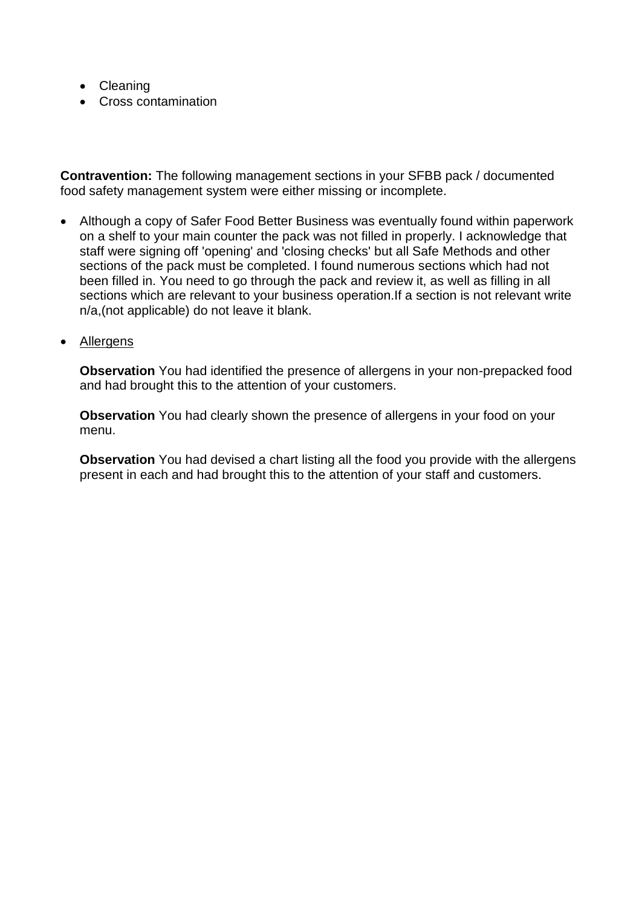- Cleaning
- Cross contamination

**Contravention:** The following management sections in your SFBB pack / documented food safety management system were either missing or incomplete.

- Although a copy of Safer Food Better Business was eventually found within paperwork on a shelf to your main counter the pack was not filled in properly. I acknowledge that staff were signing off 'opening' and 'closing checks' but all Safe Methods and other sections of the pack must be completed. I found numerous sections which had not been filled in. You need to go through the pack and review it, as well as filling in all sections which are relevant to your business operation.If a section is not relevant write n/a,(not applicable) do not leave it blank.

- <u>Allergens</u>

  **Observation** You had identified the presence of allergens in your non-prepacked food and had brought this to the attention of your customers.

  **Observation** You had clearly shown the presence of allergens in your food on your menu.

  **Observation** You had devised a chart listing all the food you provide with the allergens present in each and had brought this to the attention of your staff and customers.